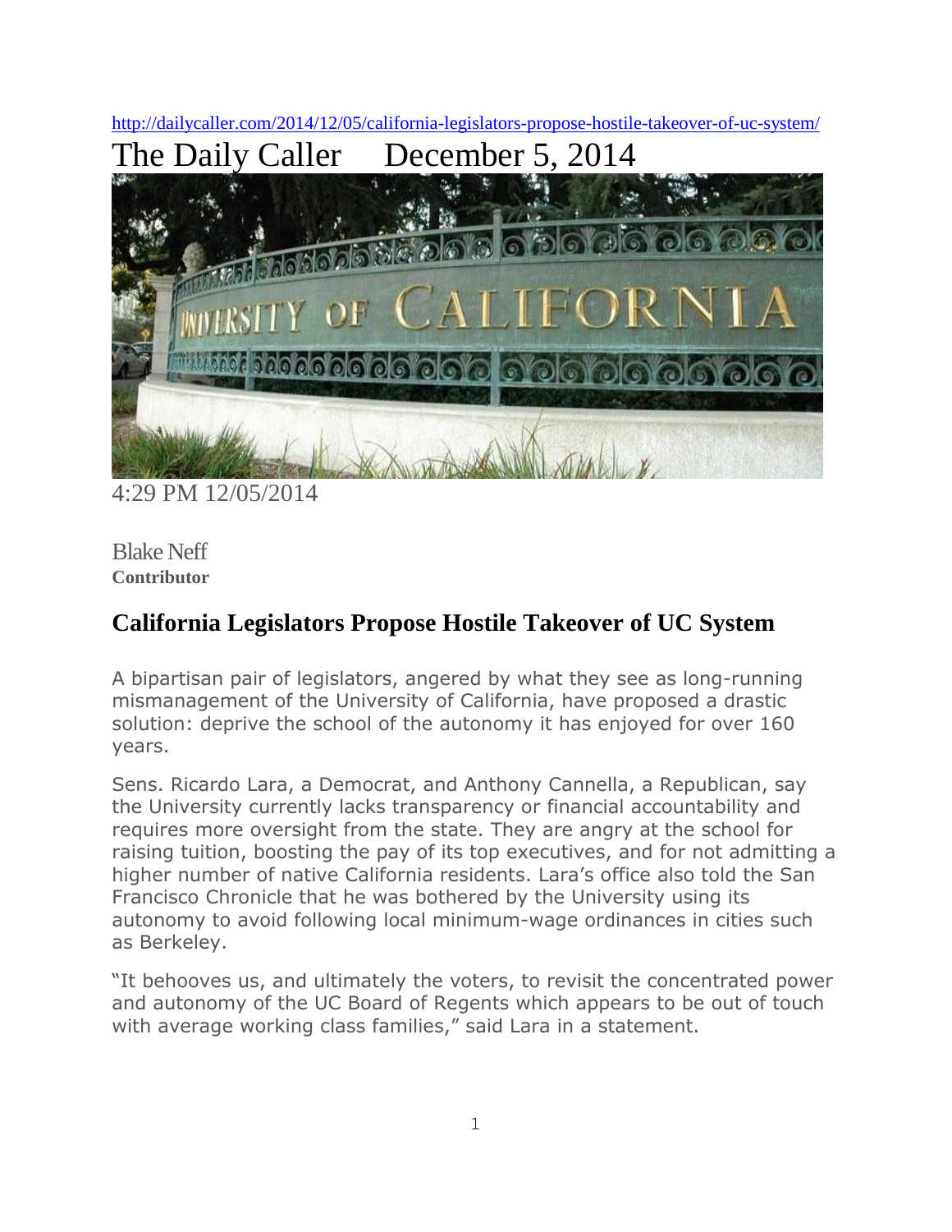http://dailycaller.com/2014/12/05/california-legislators-propose-hostile-takeover-of-uc-system/

The Daily Caller December 5, 2014

4:29 PM 12/05/2014

Blake Neff
**Contributor**

## California Legislators Propose Hostile Takeover of UC System

A bipartisan pair of legislators, angered by what they see as long-running mismanagement of the University of California, have proposed a drastic solution: deprive the school of the autonomy it has enjoyed for over 160 years.

Sens. Ricardo Lara, a Democrat, and Anthony Cannella, a Republican, say the University currently lacks transparency or financial accountability and requires more oversight from the state. They are angry at the school for raising tuition, boosting the pay of its top executives, and for not admitting a higher number of native California residents. Lara's office also told the San Francisco Chronicle that he was bothered by the University using its autonomy to avoid following local minimum-wage ordinances in cities such as Berkeley.

"It behooves us, and ultimately the voters, to revisit the concentrated power and autonomy of the UC Board of Regents which appears to be out of touch with average working class families," said Lara in a statement.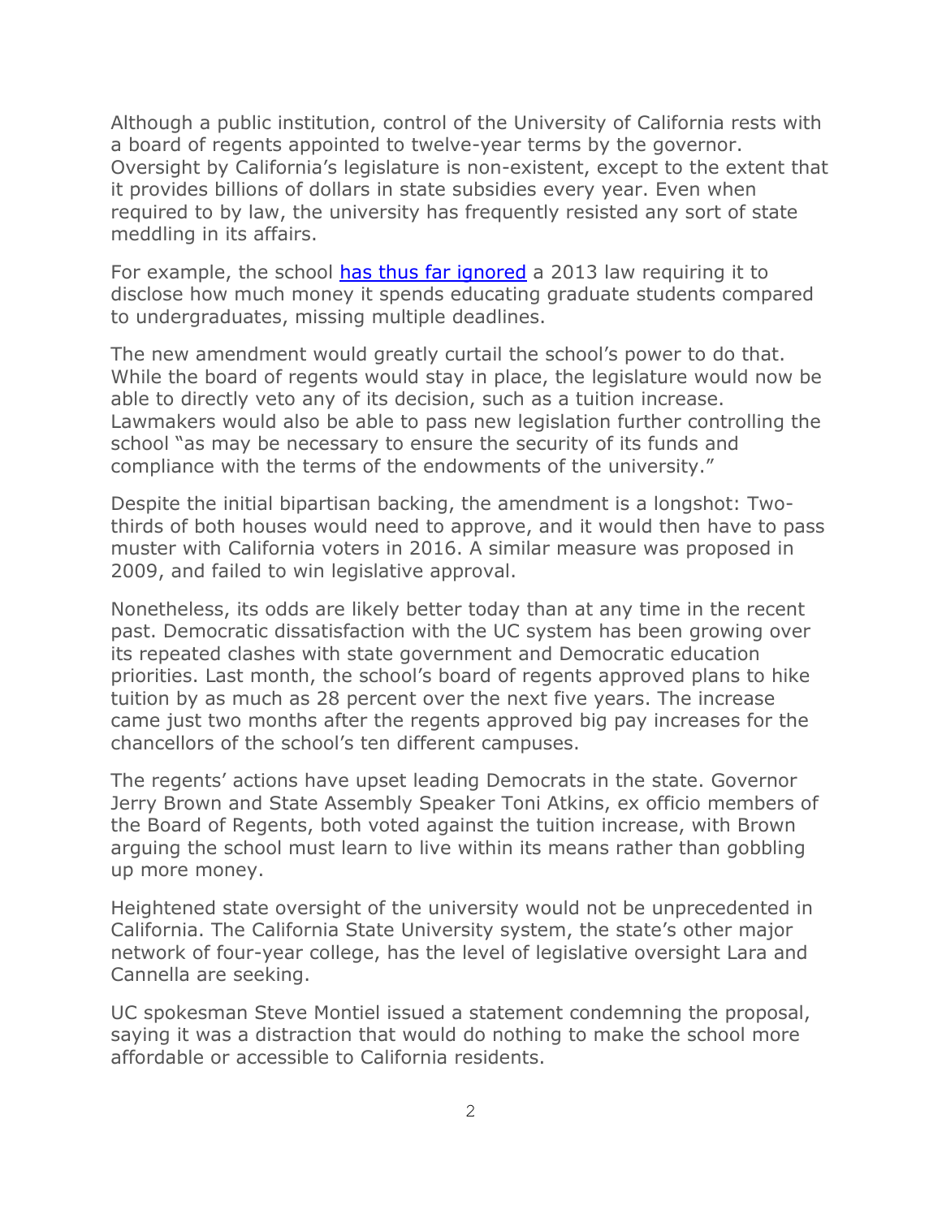Although a public institution, control of the University of California rests with a board of regents appointed to twelve-year terms by the governor. Oversight by California's legislature is non-existent, except to the extent that it provides billions of dollars in state subsidies every year. Even when required to by law, the university has frequently resisted any sort of state meddling in its affairs.

For example, the school [has thus far ignored]() a 2013 law requiring it to disclose how much money it spends educating graduate students compared to undergraduates, missing multiple deadlines.

The new amendment would greatly curtail the school's power to do that. While the board of regents would stay in place, the legislature would now be able to directly veto any of its decision, such as a tuition increase. Lawmakers would also be able to pass new legislation further controlling the school "as may be necessary to ensure the security of its funds and compliance with the terms of the endowments of the university."

Despite the initial bipartisan backing, the amendment is a longshot: Two-thirds of both houses would need to approve, and it would then have to pass muster with California voters in 2016. A similar measure was proposed in 2009, and failed to win legislative approval.

Nonetheless, its odds are likely better today than at any time in the recent past. Democratic dissatisfaction with the UC system has been growing over its repeated clashes with state government and Democratic education priorities. Last month, the school's board of regents approved plans to hike tuition by as much as 28 percent over the next five years. The increase came just two months after the regents approved big pay increases for the chancellors of the school's ten different campuses.

The regents' actions have upset leading Democrats in the state. Governor Jerry Brown and State Assembly Speaker Toni Atkins, ex officio members of the Board of Regents, both voted against the tuition increase, with Brown arguing the school must learn to live within its means rather than gobbling up more money.

Heightened state oversight of the university would not be unprecedented in California. The California State University system, the state's other major network of four-year college, has the level of legislative oversight Lara and Cannella are seeking.

UC spokesman Steve Montiel issued a statement condemning the proposal, saying it was a distraction that would do nothing to make the school more affordable or accessible to California residents.